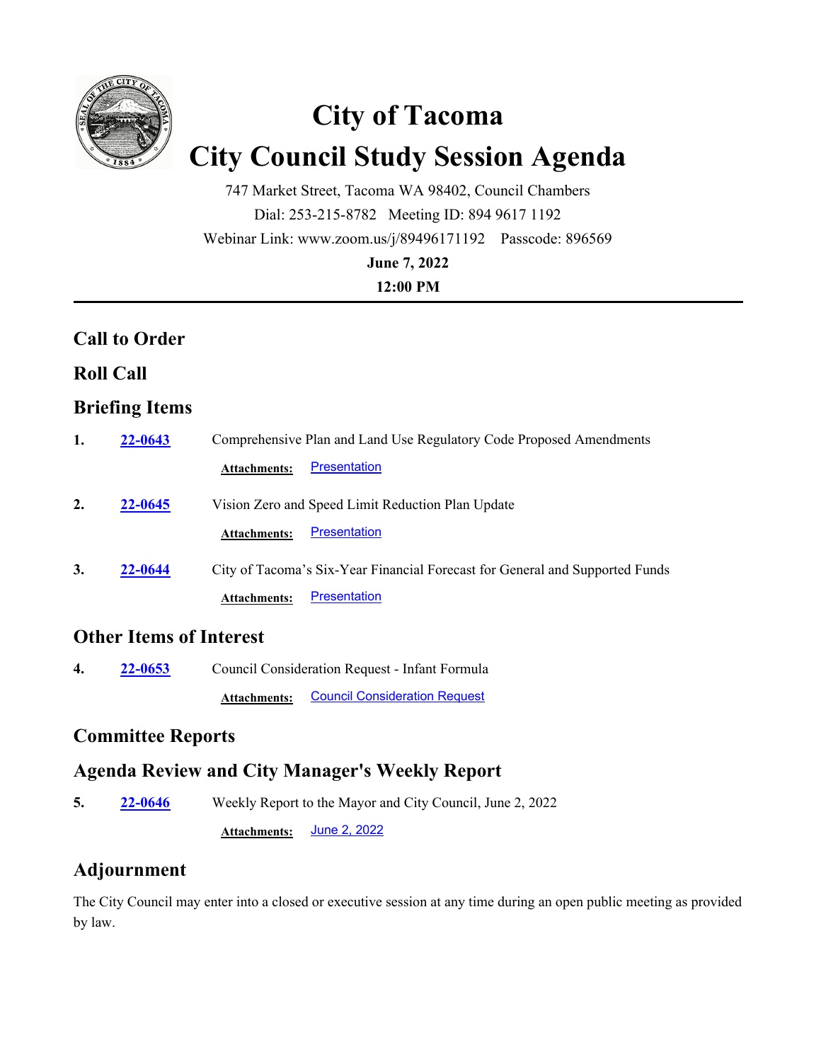# City of Tacoma
# City Council Study Session Agenda

747 Market Street, Tacoma WA 98402, Council Chambers

Dial: 253-215-8782   Meeting ID: 894 9617 1192

Webinar Link: www.zoom.us/j/89496171192   Passcode: 896569

**June 7, 2022**

**12:00 PM**

---

## Call to Order

## Roll Call

## Briefing Items

**1.** **22-0643** Comprehensive Plan and Land Use Regulatory Code Proposed Amendments

**Attachments:** Presentation

**2.** **22-0645** Vision Zero and Speed Limit Reduction Plan Update

**Attachments:** Presentation

**3.** **22-0644** City of Tacoma's Six-Year Financial Forecast for General and Supported Funds

**Attachments:** Presentation

## Other Items of Interest

**4.** **22-0653** Council Consideration Request - Infant Formula

**Attachments:** Council Consideration Request

## Committee Reports

## Agenda Review and City Manager's Weekly Report

**5.** **22-0646** Weekly Report to the Mayor and City Council, June 2, 2022

**Attachments:** June 2, 2022

## Adjournment

The City Council may enter into a closed or executive session at any time during an open public meeting as provided by law.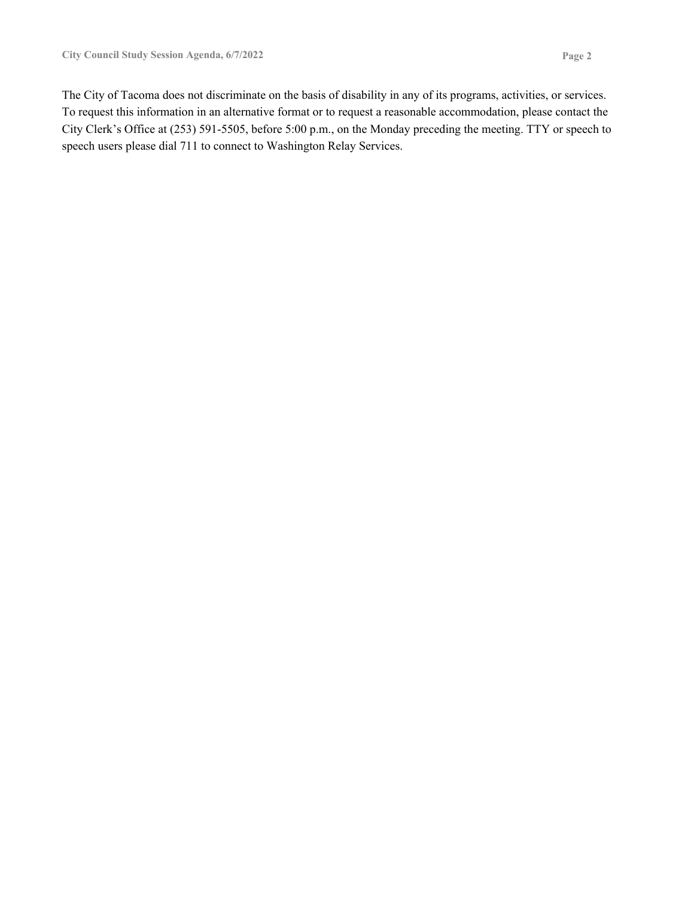The City of Tacoma does not discriminate on the basis of disability in any of its programs, activities, or services. To request this information in an alternative format or to request a reasonable accommodation, please contact the City Clerk's Office at (253) 591-5505, before 5:00 p.m., on the Monday preceding the meeting. TTY or speech to speech users please dial 711 to connect to Washington Relay Services.